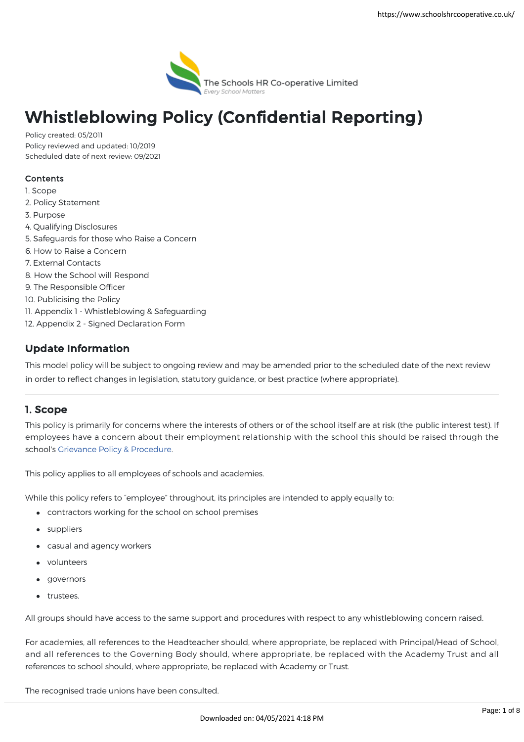The Schools HR Co-operative Limited
*Every School Matters*

# Whistleblowing Policy (Confidential Reporting)

Policy created: 05/2011
Policy reviewed and updated: 10/2019
Scheduled date of next review: 09/2021

**Contents**

1. Scope
2. Policy Statement
3. Purpose
4. Qualifying Disclosures
5. Safeguards for those who Raise a Concern
6. How to Raise a Concern
7. External Contacts
8. How the School will Respond
9. The Responsible Officer
10. Publicising the Policy
11. Appendix 1 - Whistleblowing & Safeguarding
12. Appendix 2 - Signed Declaration Form

## Update Information

This model policy will be subject to ongoing review and may be amended prior to the scheduled date of the next review in order to reflect changes in legislation, statutory guidance, or best practice (where appropriate).

## 1. Scope

This policy is primarily for concerns where the interests of others or of the school itself are at risk (the public interest test). If employees have a concern about their employment relationship with the school this should be raised through the school's Grievance Policy & Procedure.

This policy applies to all employees of schools and academies.

While this policy refers to "employee" throughout, its principles are intended to apply equally to:

- contractors working for the school on school premises
- suppliers
- casual and agency workers
- volunteers
- governors
- trustees.

All groups should have access to the same support and procedures with respect to any whistleblowing concern raised.

For academies, all references to the Headteacher should, where appropriate, be replaced with Principal/Head of School, and all references to the Governing Body should, where appropriate, be replaced with the Academy Trust and all references to school should, where appropriate, be replaced with Academy or Trust.

The recognised trade unions have been consulted.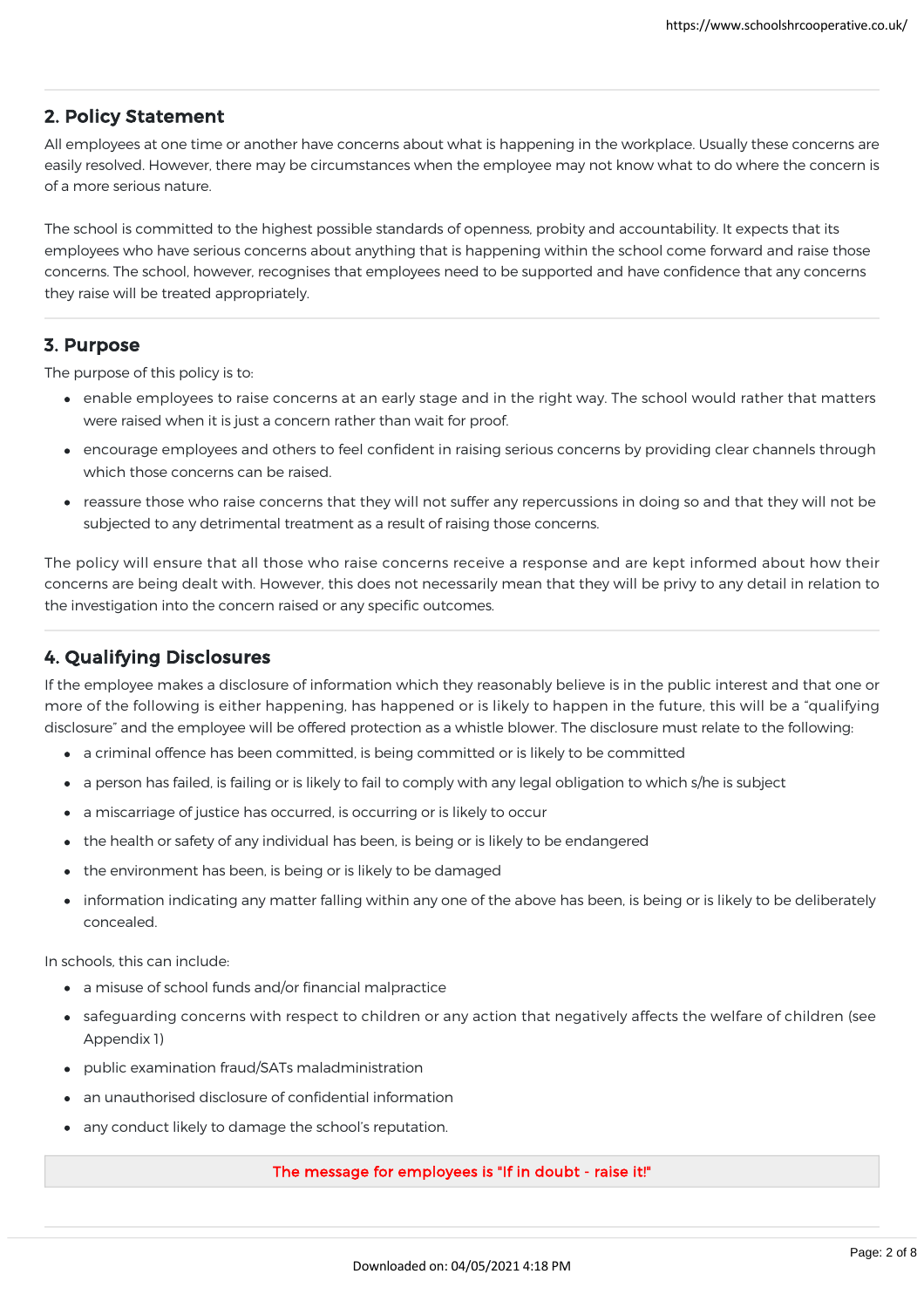## 2. Policy Statement

All employees at one time or another have concerns about what is happening in the workplace. Usually these concerns are easily resolved. However, there may be circumstances when the employee may not know what to do where the concern is of a more serious nature.

The school is committed to the highest possible standards of openness, probity and accountability. It expects that its employees who have serious concerns about anything that is happening within the school come forward and raise those concerns. The school, however, recognises that employees need to be supported and have confidence that any concerns they raise will be treated appropriately.

## 3. Purpose

The purpose of this policy is to:

- enable employees to raise concerns at an early stage and in the right way. The school would rather that matters were raised when it is just a concern rather than wait for proof.
- encourage employees and others to feel confident in raising serious concerns by providing clear channels through which those concerns can be raised.
- reassure those who raise concerns that they will not suffer any repercussions in doing so and that they will not be subjected to any detrimental treatment as a result of raising those concerns.

The policy will ensure that all those who raise concerns receive a response and are kept informed about how their concerns are being dealt with. However, this does not necessarily mean that they will be privy to any detail in relation to the investigation into the concern raised or any specific outcomes.

## 4. Qualifying Disclosures

If the employee makes a disclosure of information which they reasonably believe is in the public interest and that one or more of the following is either happening, has happened or is likely to happen in the future, this will be a "qualifying disclosure" and the employee will be offered protection as a whistle blower. The disclosure must relate to the following:

- a criminal offence has been committed, is being committed or is likely to be committed
- a person has failed, is failing or is likely to fail to comply with any legal obligation to which s/he is subject
- a miscarriage of justice has occurred, is occurring or is likely to occur
- the health or safety of any individual has been, is being or is likely to be endangered
- the environment has been, is being or is likely to be damaged
- information indicating any matter falling within any one of the above has been, is being or is likely to be deliberately concealed.

In schools, this can include:

- a misuse of school funds and/or financial malpractice
- safeguarding concerns with respect to children or any action that negatively affects the welfare of children (see Appendix 1)
- public examination fraud/SATs maladministration
- an unauthorised disclosure of confidential information
- any conduct likely to damage the school's reputation.

**The message for employees is "If in doubt - raise it!"**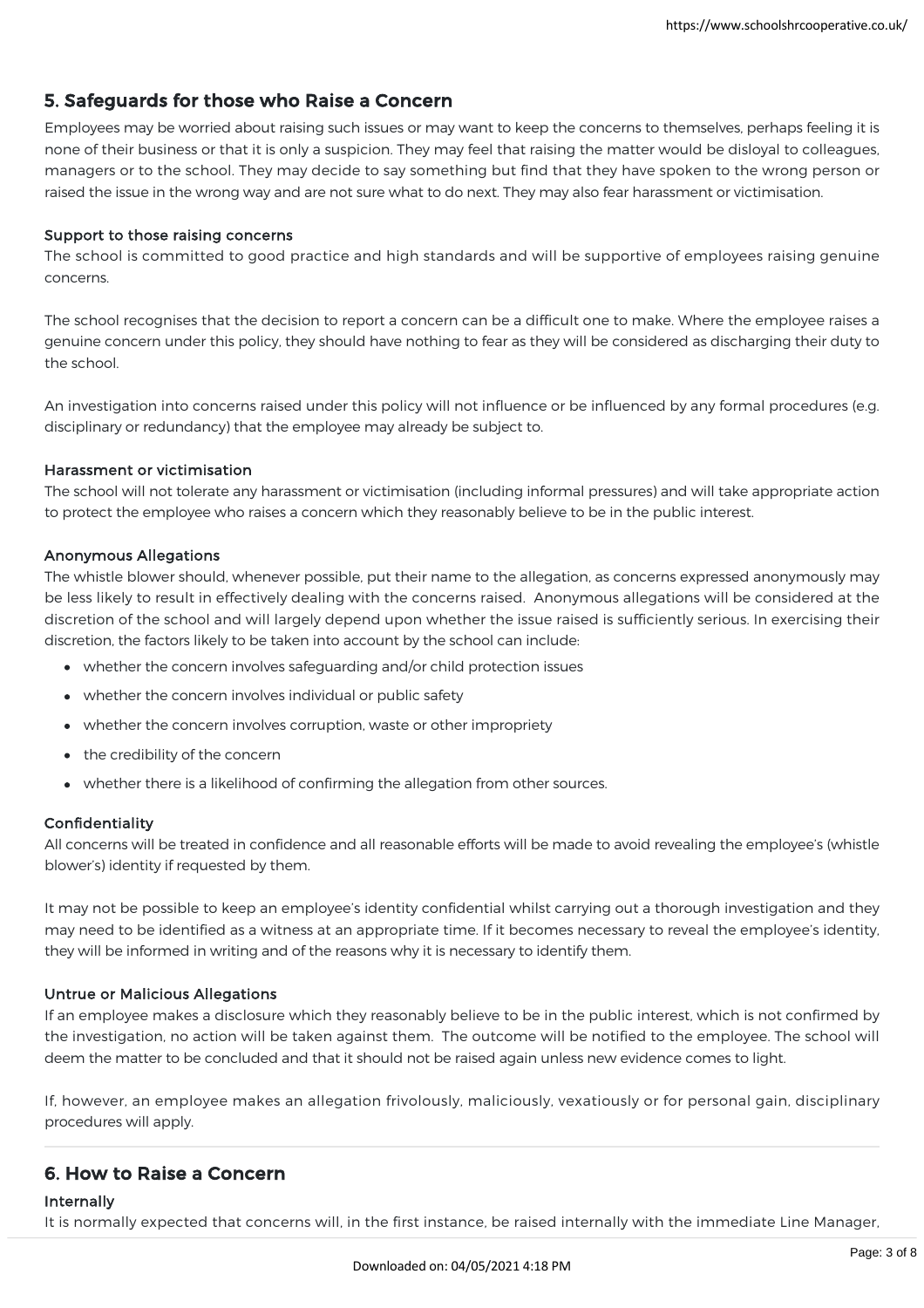## 5. Safeguards for those who Raise a Concern

Employees may be worried about raising such issues or may want to keep the concerns to themselves, perhaps feeling it is none of their business or that it is only a suspicion. They may feel that raising the matter would be disloyal to colleagues, managers or to the school. They may decide to say something but find that they have spoken to the wrong person or raised the issue in the wrong way and are not sure what to do next. They may also fear harassment or victimisation.

### Support to those raising concerns

The school is committed to good practice and high standards and will be supportive of employees raising genuine concerns.

The school recognises that the decision to report a concern can be a difficult one to make. Where the employee raises a genuine concern under this policy, they should have nothing to fear as they will be considered as discharging their duty to the school.

An investigation into concerns raised under this policy will not influence or be influenced by any formal procedures (e.g. disciplinary or redundancy) that the employee may already be subject to.

### Harassment or victimisation

The school will not tolerate any harassment or victimisation (including informal pressures) and will take appropriate action to protect the employee who raises a concern which they reasonably believe to be in the public interest.

### Anonymous Allegations

The whistle blower should, whenever possible, put their name to the allegation, as concerns expressed anonymously may be less likely to result in effectively dealing with the concerns raised. Anonymous allegations will be considered at the discretion of the school and will largely depend upon whether the issue raised is sufficiently serious. In exercising their discretion, the factors likely to be taken into account by the school can include:

- whether the concern involves safeguarding and/or child protection issues
- whether the concern involves individual or public safety
- whether the concern involves corruption, waste or other impropriety
- the credibility of the concern
- whether there is a likelihood of confirming the allegation from other sources.

### Confidentiality

All concerns will be treated in confidence and all reasonable efforts will be made to avoid revealing the employee's (whistle blower's) identity if requested by them.

It may not be possible to keep an employee's identity confidential whilst carrying out a thorough investigation and they may need to be identified as a witness at an appropriate time. If it becomes necessary to reveal the employee's identity, they will be informed in writing and of the reasons why it is necessary to identify them.

### Untrue or Malicious Allegations

If an employee makes a disclosure which they reasonably believe to be in the public interest, which is not confirmed by the investigation, no action will be taken against them. The outcome will be notified to the employee. The school will deem the matter to be concluded and that it should not be raised again unless new evidence comes to light.

If, however, an employee makes an allegation frivolously, maliciously, vexatiously or for personal gain, disciplinary procedures will apply.

## 6. How to Raise a Concern

### Internally

It is normally expected that concerns will, in the first instance, be raised internally with the immediate Line Manager,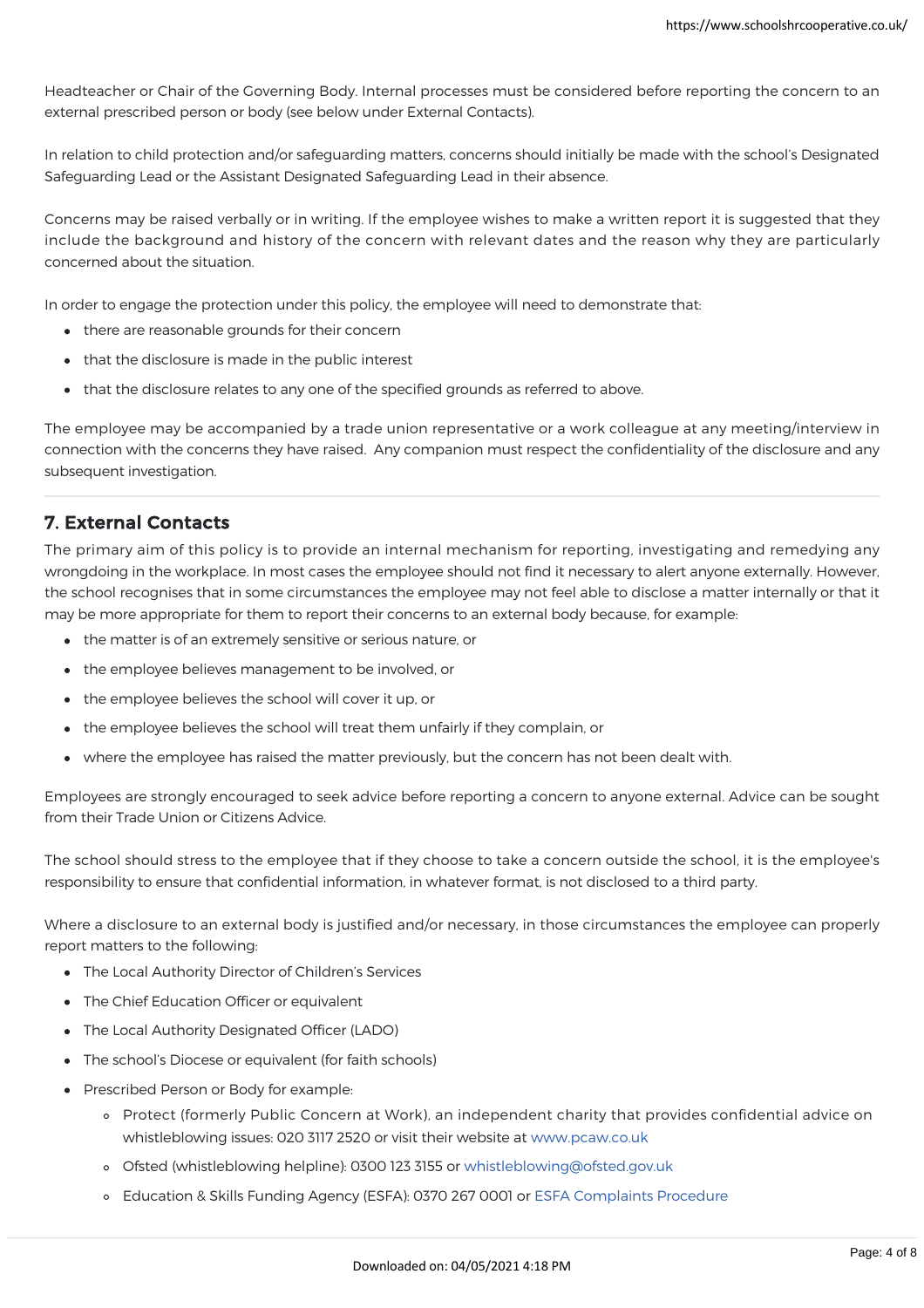Headteacher or Chair of the Governing Body. Internal processes must be considered before reporting the concern to an external prescribed person or body (see below under External Contacts).

In relation to child protection and/or safeguarding matters, concerns should initially be made with the school's Designated Safeguarding Lead or the Assistant Designated Safeguarding Lead in their absence.

Concerns may be raised verbally or in writing. If the employee wishes to make a written report it is suggested that they include the background and history of the concern with relevant dates and the reason why they are particularly concerned about the situation.

In order to engage the protection under this policy, the employee will need to demonstrate that:

- there are reasonable grounds for their concern
- that the disclosure is made in the public interest
- that the disclosure relates to any one of the specified grounds as referred to above.

The employee may be accompanied by a trade union representative or a work colleague at any meeting/interview in connection with the concerns they have raised. Any companion must respect the confidentiality of the disclosure and any subsequent investigation.

## 7. External Contacts

The primary aim of this policy is to provide an internal mechanism for reporting, investigating and remedying any wrongdoing in the workplace. In most cases the employee should not find it necessary to alert anyone externally. However, the school recognises that in some circumstances the employee may not feel able to disclose a matter internally or that it may be more appropriate for them to report their concerns to an external body because, for example:

- the matter is of an extremely sensitive or serious nature, or
- the employee believes management to be involved, or
- the employee believes the school will cover it up, or
- the employee believes the school will treat them unfairly if they complain, or
- where the employee has raised the matter previously, but the concern has not been dealt with.

Employees are strongly encouraged to seek advice before reporting a concern to anyone external. Advice can be sought from their Trade Union or Citizens Advice.

The school should stress to the employee that if they choose to take a concern outside the school, it is the employee's responsibility to ensure that confidential information, in whatever format, is not disclosed to a third party.

Where a disclosure to an external body is justified and/or necessary, in those circumstances the employee can properly report matters to the following:

- The Local Authority Director of Children's Services
- The Chief Education Officer or equivalent
- The Local Authority Designated Officer (LADO)
- The school's Diocese or equivalent (for faith schools)
- Prescribed Person or Body for example:
  - Protect (formerly Public Concern at Work), an independent charity that provides confidential advice on whistleblowing issues: 020 3117 2520 or visit their website at www.pcaw.co.uk
  - Ofsted (whistleblowing helpline): 0300 123 3155 or whistleblowing@ofsted.gov.uk
  - Education & Skills Funding Agency (ESFA): 0370 267 0001 or ESFA Complaints Procedure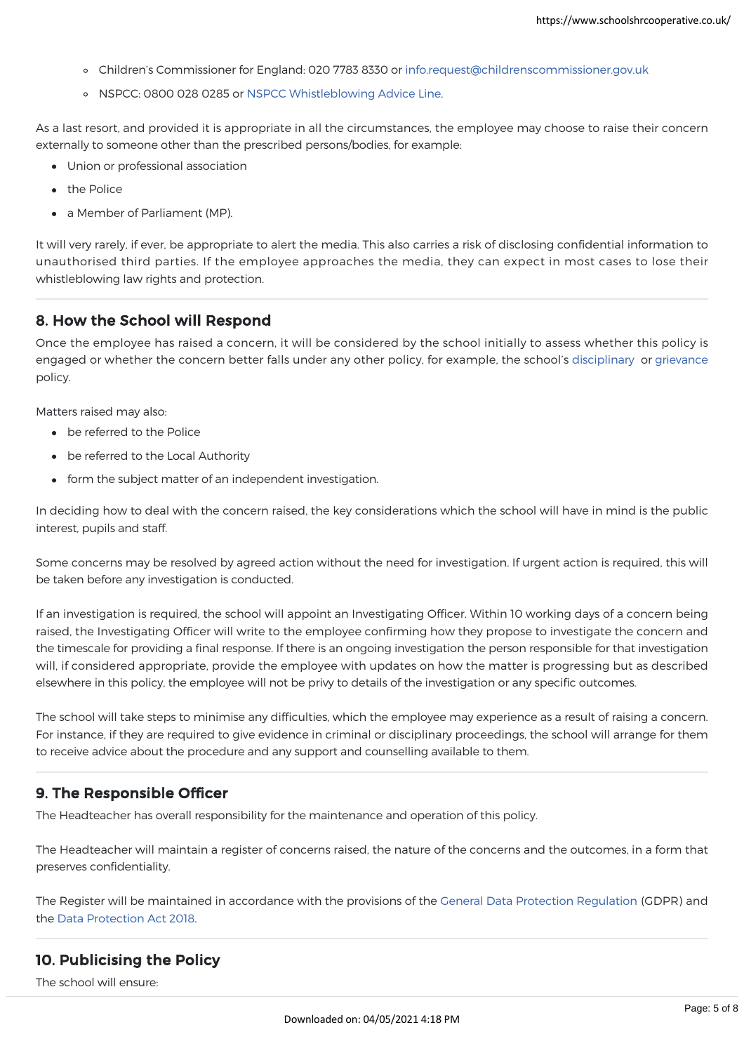- Children's Commissioner for England: 020 7783 8330 or info.request@childrenscommissioner.gov.uk
- NSPCC: 0800 028 0285 or NSPCC Whistleblowing Advice Line.

As a last resort, and provided it is appropriate in all the circumstances, the employee may choose to raise their concern externally to someone other than the prescribed persons/bodies, for example:

- Union or professional association
- the Police
- a Member of Parliament (MP).

It will very rarely, if ever, be appropriate to alert the media. This also carries a risk of disclosing confidential information to unauthorised third parties. If the employee approaches the media, they can expect in most cases to lose their whistleblowing law rights and protection.

## 8. How the School will Respond

Once the employee has raised a concern, it will be considered by the school initially to assess whether this policy is engaged or whether the concern better falls under any other policy, for example, the school's disciplinary or grievance policy.

Matters raised may also:

- be referred to the Police
- be referred to the Local Authority
- form the subject matter of an independent investigation.

In deciding how to deal with the concern raised, the key considerations which the school will have in mind is the public interest, pupils and staff.

Some concerns may be resolved by agreed action without the need for investigation. If urgent action is required, this will be taken before any investigation is conducted.

If an investigation is required, the school will appoint an Investigating Officer. Within 10 working days of a concern being raised, the Investigating Officer will write to the employee confirming how they propose to investigate the concern and the timescale for providing a final response. If there is an ongoing investigation the person responsible for that investigation will, if considered appropriate, provide the employee with updates on how the matter is progressing but as described elsewhere in this policy, the employee will not be privy to details of the investigation or any specific outcomes.

The school will take steps to minimise any difficulties, which the employee may experience as a result of raising a concern. For instance, if they are required to give evidence in criminal or disciplinary proceedings, the school will arrange for them to receive advice about the procedure and any support and counselling available to them.

## 9. The Responsible Officer

The Headteacher has overall responsibility for the maintenance and operation of this policy.

The Headteacher will maintain a register of concerns raised, the nature of the concerns and the outcomes, in a form that preserves confidentiality.

The Register will be maintained in accordance with the provisions of the General Data Protection Regulation (GDPR) and the Data Protection Act 2018.

## 10. Publicising the Policy

The school will ensure: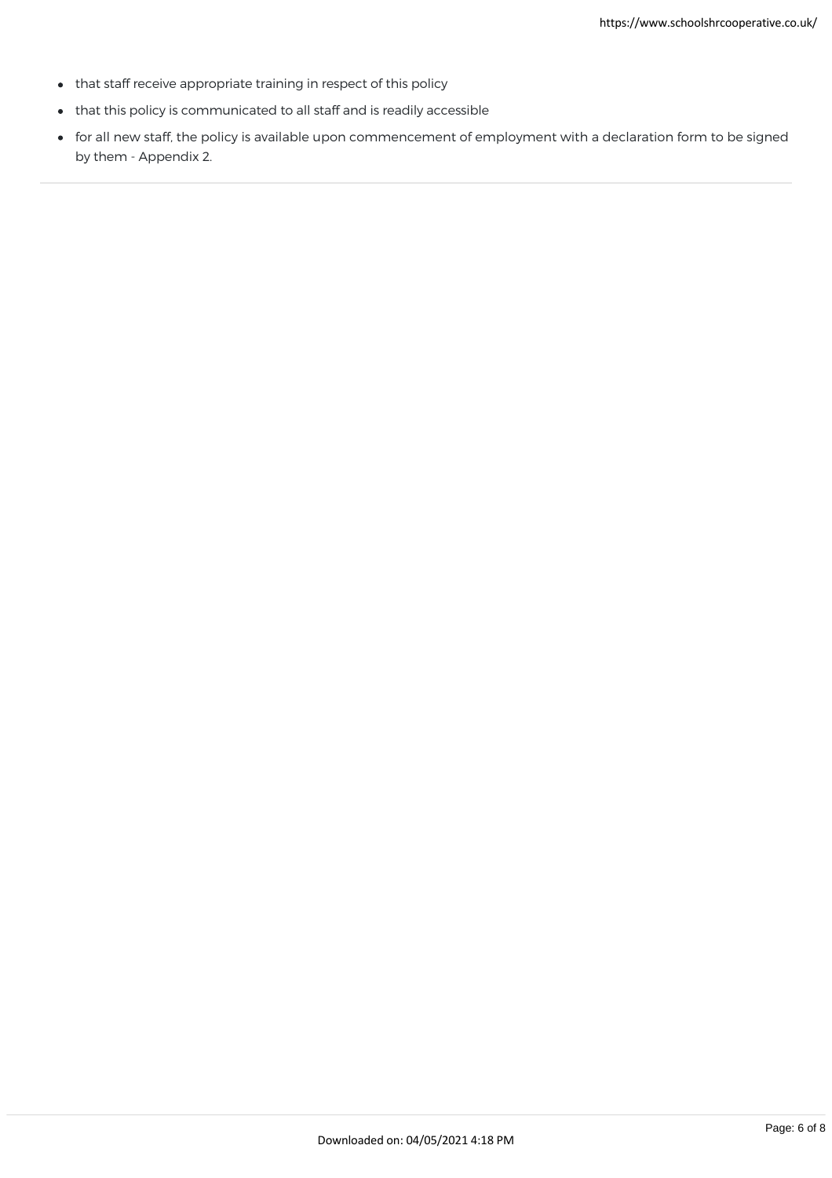- that staff receive appropriate training in respect of this policy
- that this policy is communicated to all staff and is readily accessible
- for all new staff, the policy is available upon commencement of employment with a declaration form to be signed by them - Appendix 2.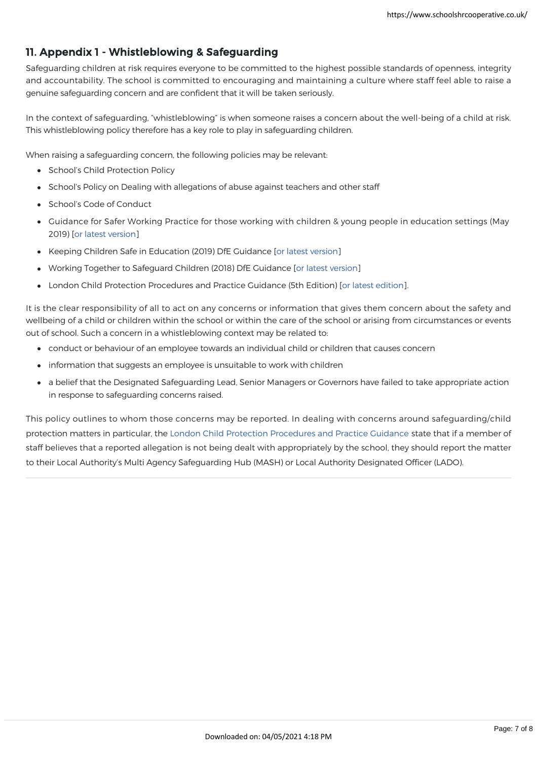## 11. Appendix 1 - Whistleblowing & Safeguarding

Safeguarding children at risk requires everyone to be committed to the highest possible standards of openness, integrity and accountability. The school is committed to encouraging and maintaining a culture where staff feel able to raise a genuine safeguarding concern and are confident that it will be taken seriously.

In the context of safeguarding, "whistleblowing" is when someone raises a concern about the well-being of a child at risk. This whistleblowing policy therefore has a key role to play in safeguarding children.

When raising a safeguarding concern, the following policies may be relevant:

- School's Child Protection Policy
- School's Policy on Dealing with allegations of abuse against teachers and other staff
- School's Code of Conduct
- Guidance for Safer Working Practice for those working with children & young people in education settings (May 2019) [or latest version]
- Keeping Children Safe in Education (2019) DfE Guidance [or latest version]
- Working Together to Safeguard Children (2018) DfE Guidance [or latest version]
- London Child Protection Procedures and Practice Guidance (5th Edition) [or latest edition].

It is the clear responsibility of all to act on any concerns or information that gives them concern about the safety and wellbeing of a child or children within the school or within the care of the school or arising from circumstances or events out of school. Such a concern in a whistleblowing context may be related to:

- conduct or behaviour of an employee towards an individual child or children that causes concern
- information that suggests an employee is unsuitable to work with children
- a belief that the Designated Safeguarding Lead, Senior Managers or Governors have failed to take appropriate action in response to safeguarding concerns raised.

This policy outlines to whom those concerns may be reported. In dealing with concerns around safeguarding/child protection matters in particular, the London Child Protection Procedures and Practice Guidance state that if a member of staff believes that a reported allegation is not being dealt with appropriately by the school, they should report the matter to their Local Authority's Multi Agency Safeguarding Hub (MASH) or Local Authority Designated Officer (LADO).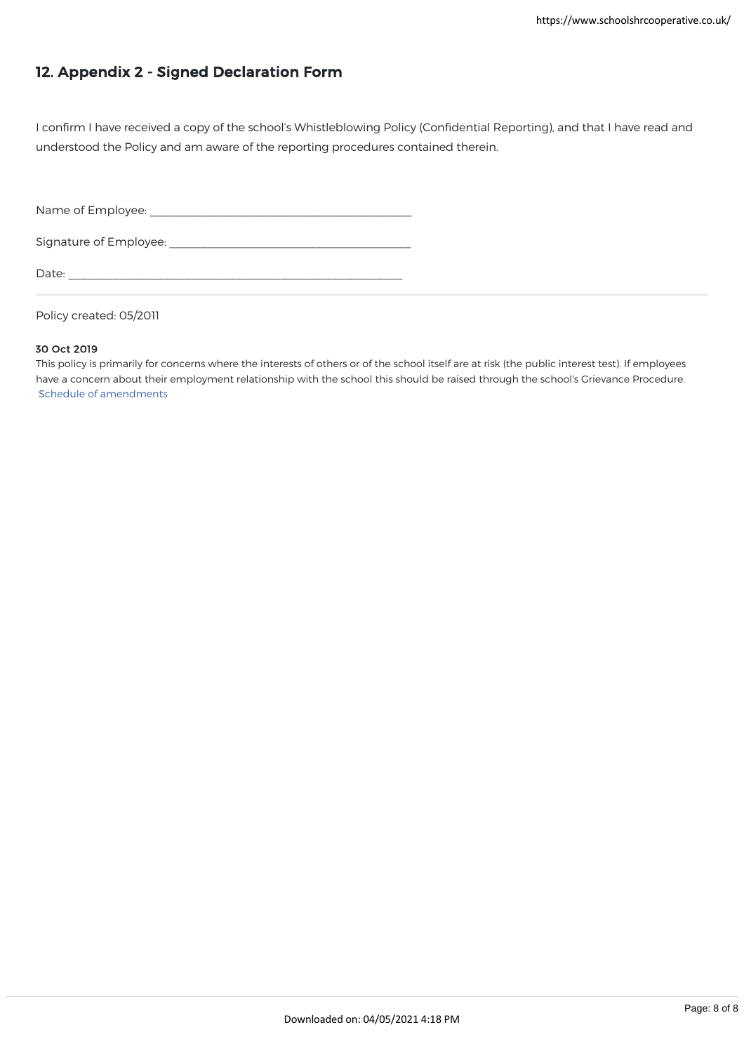## 12. Appendix 2 - Signed Declaration Form

I confirm I have received a copy of the school's Whistleblowing Policy (Confidential Reporting), and that I have read and understood the Policy and am aware of the reporting procedures contained therein.

Name of Employee: ___________________________________________

Signature of Employee: _________________________________________

Date: _______________________________________________________

---

Policy created: 05/2011

**30 Oct 2019**

This policy is primarily for concerns where the interests of others or of the school itself are at risk (the public interest test). If employees have a concern about their employment relationship with the school this should be raised through the school's Grievance Procedure.

Schedule of amendments